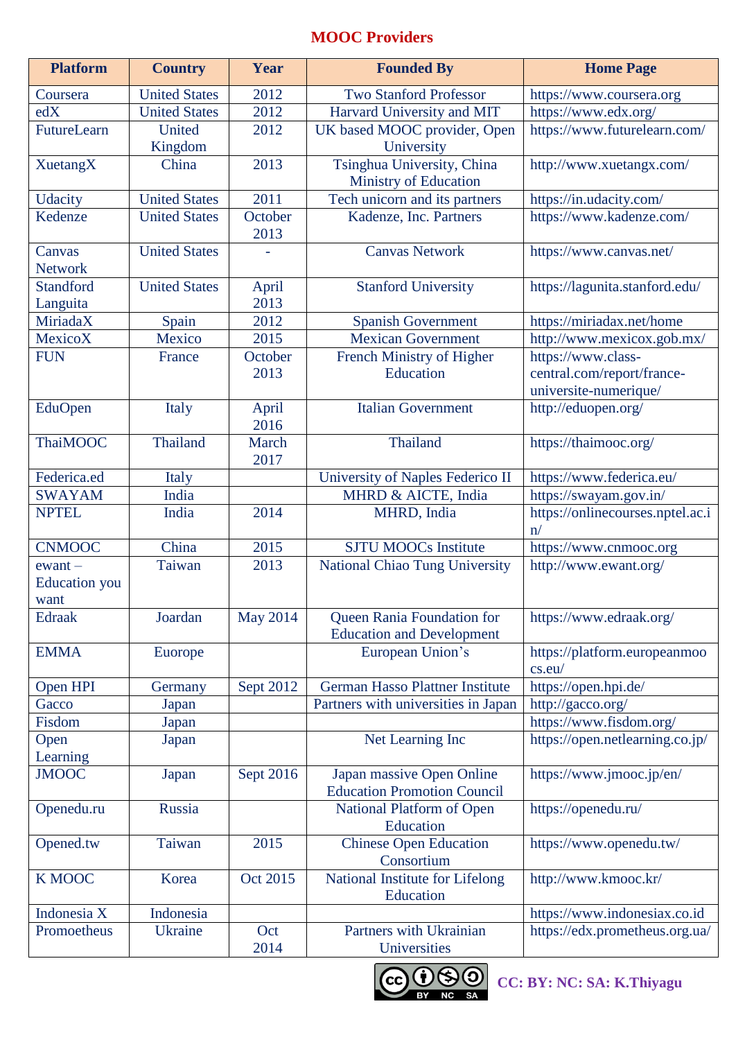# MOOC Providers

| Platform | Country | Year | Founded By | Home Page |
|---|---|---|---|---|
| Coursera | United States | 2012 | Two Stanford Professor | https://www.coursera.org |
| edX | United States | 2012 | Harvard University and MIT | https://www.edx.org/ |
| FutureLearn | United Kingdom | 2012 | UK based MOOC provider, Open University | https://www.futurelearn.com/ |
| XuetangX | China | 2013 | Tsinghua University, China Ministry of Education | http://www.xuetangx.com/ |
| Udacity | United States | 2011 | Tech unicorn and its partners | https://in.udacity.com/ |
| Kedenze | United States | October 2013 | Kadenze, Inc. Partners | https://www.kadenze.com/ |
| Canvas Network | United States | - | Canvas Network | https://www.canvas.net/ |
| Standford Languita | United States | April 2013 | Stanford University | https://lagunita.stanford.edu/ |
| MiriadaX | Spain | 2012 | Spanish Government | https://miriadax.net/home |
| MexicoX | Mexico | 2015 | Mexican Government | http://www.mexicox.gob.mx/ |
| FUN | France | October 2013 | French Ministry of Higher Education | https://www.class-central.com/report/france-universite-numerique/ |
| EduOpen | Italy | April 2016 | Italian Government | http://eduopen.org/ |
| ThaiMOOC | Thailand | March 2017 | Thailand | https://thaimooc.org/ |
| Federica.ed | Italy | | University of Naples Federico II | https://www.federica.eu/ |
| SWAYAM | India | | MHRD & AICTE, India | https://swayam.gov.in/ |
| NPTEL | India | 2014 | MHRD, India | https://onlinecourses.nptel.ac.in/ |
| CNMOOC | China | 2015 | SJTU MOOCs Institute | https://www.cnmooc.org |
| ewant – Education you want | Taiwan | 2013 | National Chiao Tung University | http://www.ewant.org/ |
| Edraak | Joardan | May 2014 | Queen Rania Foundation for Education and Development | https://www.edraak.org/ |
| EMMA | Euorope | | European Union's | https://platform.europeanmoocs.eu/ |
| Open HPI | Germany | Sept 2012 | German Hasso Plattner Institute | https://open.hpi.de/ |
| Gacco | Japan | | Partners with universities in Japan | http://gacco.org/ |
| Fisdom | Japan | | | https://www.fisdom.org/ |
| Open Learning | Japan | | Net Learning Inc | https://open.netlearning.co.jp/ |
| JMOOC | Japan | Sept 2016 | Japan massive Open Online Education Promotion Council | https://www.jmooc.jp/en/ |
| Openedu.ru | Russia | | National Platform of Open Education | https://openedu.ru/ |
| Opened.tw | Taiwan | 2015 | Chinese Open Education Consortium | https://www.openedu.tw/ |
| K MOOC | Korea | Oct 2015 | National Institute for Lifelong Education | http://www.kmooc.kr/ |
| Indonesia X | Indonesia | | | https://www.indonesiax.co.id |
| Promoetheus | Ukraine | Oct 2014 | Partners with Ukrainian Universities | https://edx.prometheus.org.ua/ |

CC: BY: NC: SA: K.Thiyagu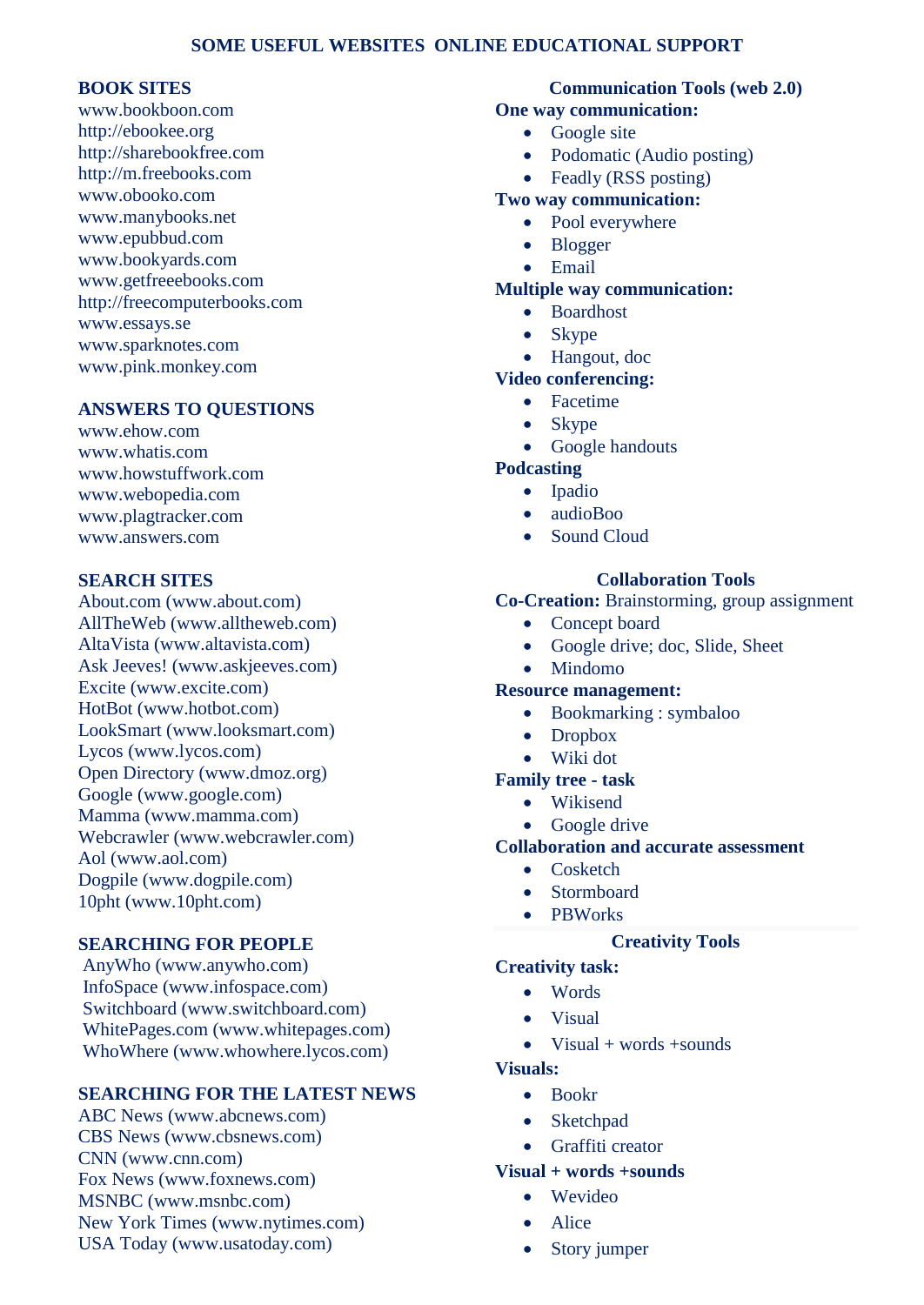# SOME USEFUL WEBSITES ONLINE EDUCATIONAL SUPPORT

## BOOK SITES

www.bookboon.com
http://ebookee.org
http://sharebookfree.com
http://m.freebooks.com
www.obooko.com
www.manybooks.net
www.epubbud.com
www.bookyards.com
www.getfreeebooks.com
http://freecomputerbooks.com
www.essays.se
www.sparknotes.com
www.pink.monkey.com

## ANSWERS TO QUESTIONS

www.ehow.com
www.whatis.com
www.howstuffwork.com
www.webopedia.com
www.plagtracker.com
www.answers.com

## SEARCH SITES

About.com (www.about.com)
AllTheWeb (www.alltheweb.com)
AltaVista (www.altavista.com)
Ask Jeeves! (www.askjeeves.com)
Excite (www.excite.com)
HotBot (www.hotbot.com)
LookSmart (www.looksmart.com)
Lycos (www.lycos.com)
Open Directory (www.dmoz.org)
Google (www.google.com)
Mamma (www.mamma.com)
Webcrawler (www.webcrawler.com)
Aol (www.aol.com)
Dogpile (www.dogpile.com)
10pht (www.10pht.com)

## SEARCHING FOR PEOPLE

AnyWho (www.anywho.com)
InfoSpace (www.infospace.com)
Switchboard (www.switchboard.com)
WhitePages.com (www.whitepages.com)
WhoWhere (www.whowhere.lycos.com)

## SEARCHING FOR THE LATEST NEWS

ABC News (www.abcnews.com)
CBS News (www.cbsnews.com)
CNN (www.cnn.com)
Fox News (www.foxnews.com)
MSNBC (www.msnbc.com)
New York Times (www.nytimes.com)
USA Today (www.usatoday.com)

## Communication Tools (web 2.0)

**One way communication:**

- Google site
- Podomatic (Audio posting)
- Feadly (RSS posting)

**Two way communication:**

- Pool everywhere
- Blogger
- Email

**Multiple way communication:**

- Boardhost
- Skype
- Hangout, doc

**Video conferencing:**

- Facetime
- Skype
- Google handouts

**Podcasting**

- Ipadio
- audioBoo
- Sound Cloud

## Collaboration Tools

**Co-Creation:** Brainstorming, group assignment

- Concept board
- Google drive; doc, Slide, Sheet
- Mindomo

**Resource management:**

- Bookmarking : symbaloo
- Dropbox
- Wiki dot

**Family tree - task**

- Wikisend
- Google drive

**Collaboration and accurate assessment**

- Cosketch
- Stormboard
- PBWorks

## Creativity Tools

**Creativity task:**

- Words
- Visual
- Visual + words +sounds

**Visuals:**

- Bookr
- Sketchpad
- Graffiti creator

**Visual + words +sounds**

- Wevideo
- Alice
- Story jumper